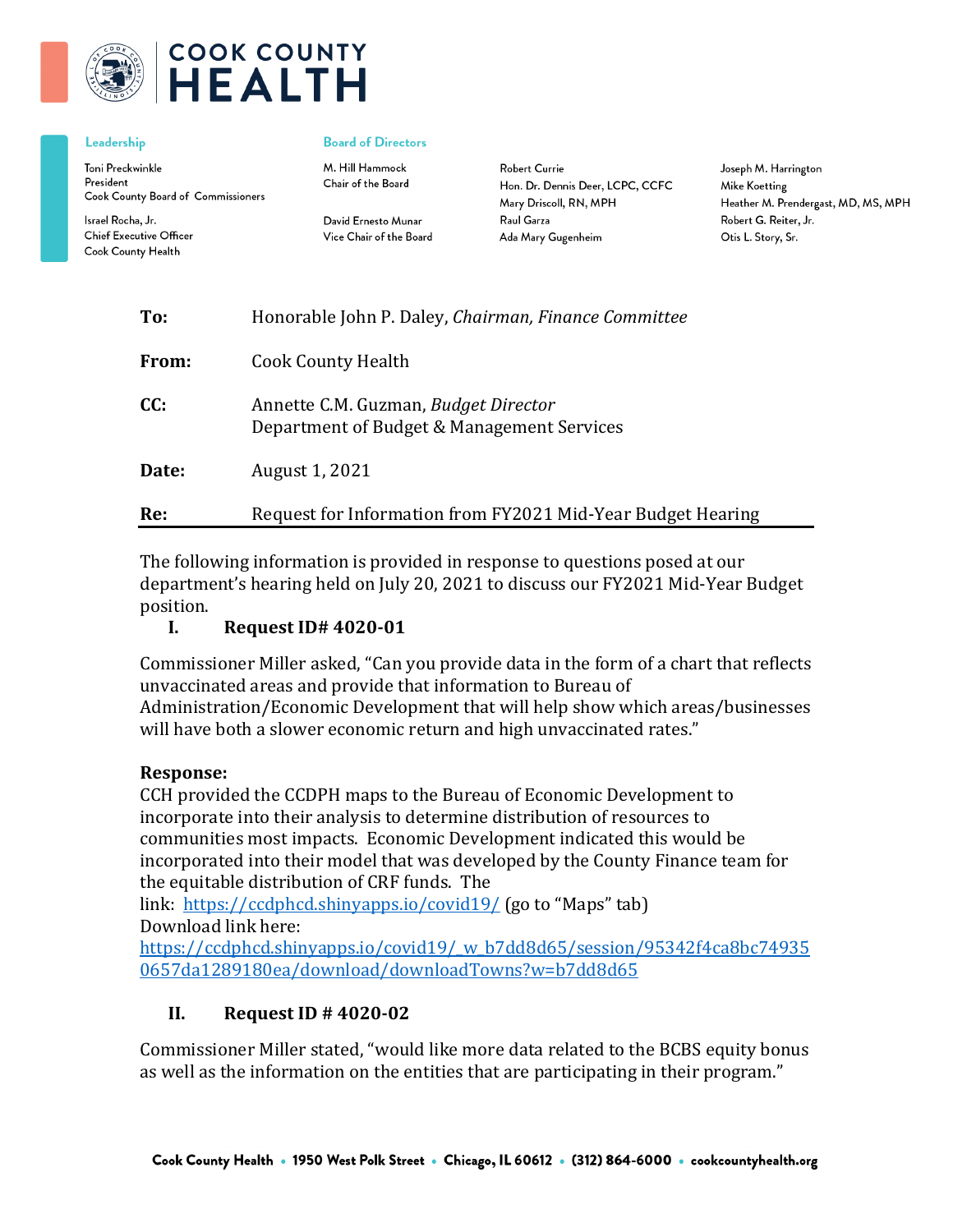# COOK COUNTY HEALTH

**Leadership**

Toni Preckwinkle
President
Cook County Board of Commissioners

Israel Rocha, Jr.
Chief Executive Officer
Cook County Health

**Board of Directors**

M. Hill Hammock
Chair of the Board

David Ernesto Munar
Vice Chair of the Board

Robert Currie
Hon. Dr. Dennis Deer, LCPC, CCFC
Mary Driscoll, RN, MPH
Raul Garza
Ada Mary Gugenheim

Joseph M. Harrington
Mike Koetting
Heather M. Prendergast, MD, MS, MPH
Robert G. Reiter, Jr.
Otis L. Story, Sr.

**To:** Honorable John P. Daley, *Chairman, Finance Committee*

**From:** Cook County Health

**CC:** Annette C.M. Guzman, *Budget Director*
Department of Budget & Management Services

**Date:** August 1, 2021

**Re:** Request for Information from FY2021 Mid-Year Budget Hearing

---

The following information is provided in response to questions posed at our department's hearing held on July 20, 2021 to discuss our FY2021 Mid-Year Budget position.

## I. Request ID# 4020-01

Commissioner Miller asked, "Can you provide data in the form of a chart that reflects unvaccinated areas and provide that information to Bureau of Administration/Economic Development that will help show which areas/businesses will have both a slower economic return and high unvaccinated rates."

**Response:**
CCH provided the CCDPH maps to the Bureau of Economic Development to incorporate into their analysis to determine distribution of resources to communities most impacts. Economic Development indicated this would be incorporated into their model that was developed by the County Finance team for the equitable distribution of CRF funds. The link: https://ccdphcd.shinyapps.io/covid19/ (go to "Maps" tab)
Download link here:
https://ccdphcd.shinyapps.io/covid19/_w_b7dd8d65/session/95342f4ca8bc749350657da1289180ea/download/downloadTowns?w=b7dd8d65

## II. Request ID # 4020-02

Commissioner Miller stated, "would like more data related to the BCBS equity bonus as well as the information on the entities that are participating in their program."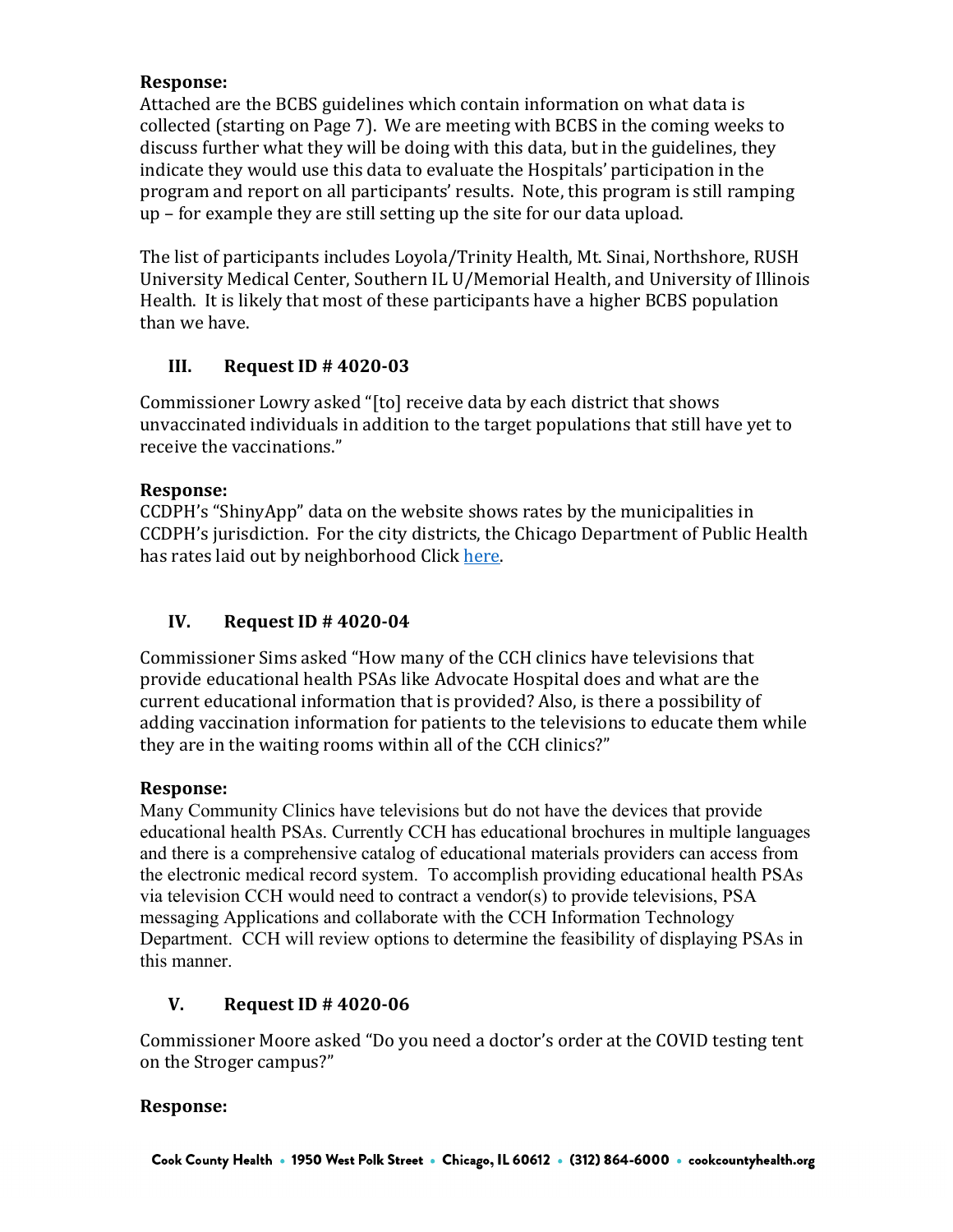**Response:**

Attached are the BCBS guidelines which contain information on what data is collected (starting on Page 7). We are meeting with BCBS in the coming weeks to discuss further what they will be doing with this data, but in the guidelines, they indicate they would use this data to evaluate the Hospitals' participation in the program and report on all participants' results. Note, this program is still ramping up – for example they are still setting up the site for our data upload.

The list of participants includes Loyola/Trinity Health, Mt. Sinai, Northshore, RUSH University Medical Center, Southern IL U/Memorial Health, and University of Illinois Health. It is likely that most of these participants have a higher BCBS population than we have.

## III. Request ID # 4020-03

Commissioner Lowry asked "[to] receive data by each district that shows unvaccinated individuals in addition to the target populations that still have yet to receive the vaccinations."

**Response:**

CCDPH's "ShinyApp" data on the website shows rates by the municipalities in CCDPH's jurisdiction. For the city districts, the Chicago Department of Public Health has rates laid out by neighborhood Click here.

## IV. Request ID # 4020-04

Commissioner Sims asked "How many of the CCH clinics have televisions that provide educational health PSAs like Advocate Hospital does and what are the current educational information that is provided? Also, is there a possibility of adding vaccination information for patients to the televisions to educate them while they are in the waiting rooms within all of the CCH clinics?"

**Response:**

Many Community Clinics have televisions but do not have the devices that provide educational health PSAs. Currently CCH has educational brochures in multiple languages and there is a comprehensive catalog of educational materials providers can access from the electronic medical record system. To accomplish providing educational health PSAs via television CCH would need to contract a vendor(s) to provide televisions, PSA messaging Applications and collaborate with the CCH Information Technology Department. CCH will review options to determine the feasibility of displaying PSAs in this manner.

## V. Request ID # 4020-06

Commissioner Moore asked "Do you need a doctor's order at the COVID testing tent on the Stroger campus?"

**Response:**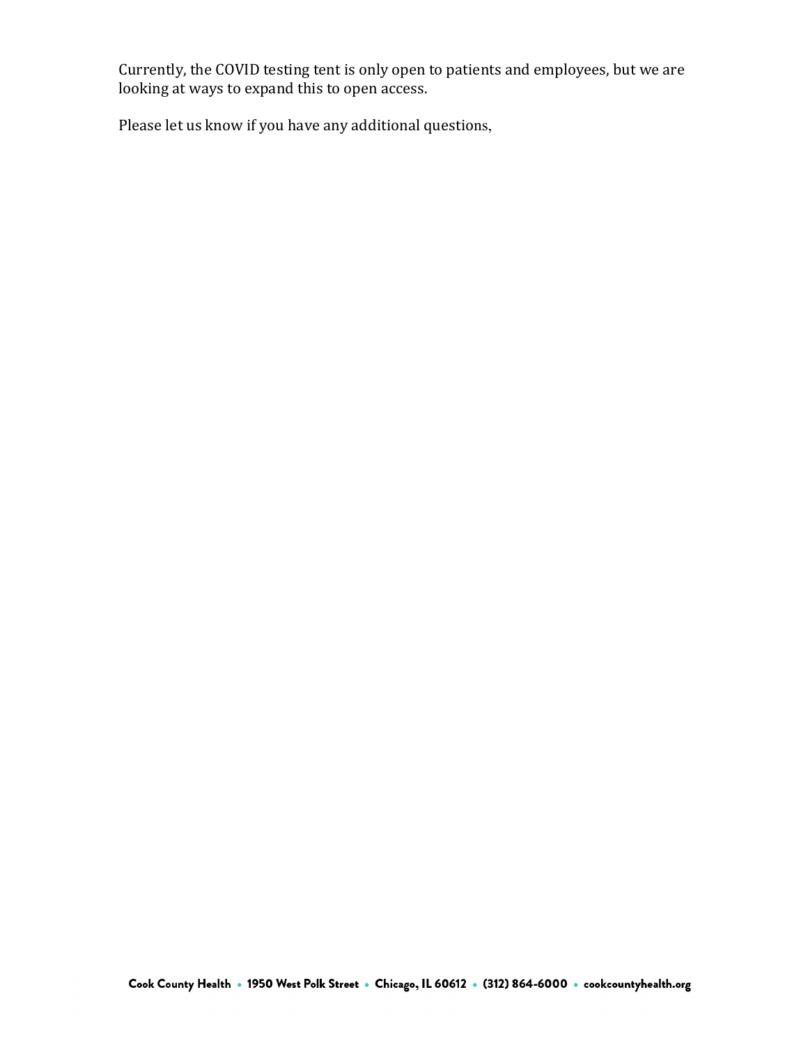Currently, the COVID testing tent is only open to patients and employees, but we are looking at ways to expand this to open access.

Please let us know if you have any additional questions,